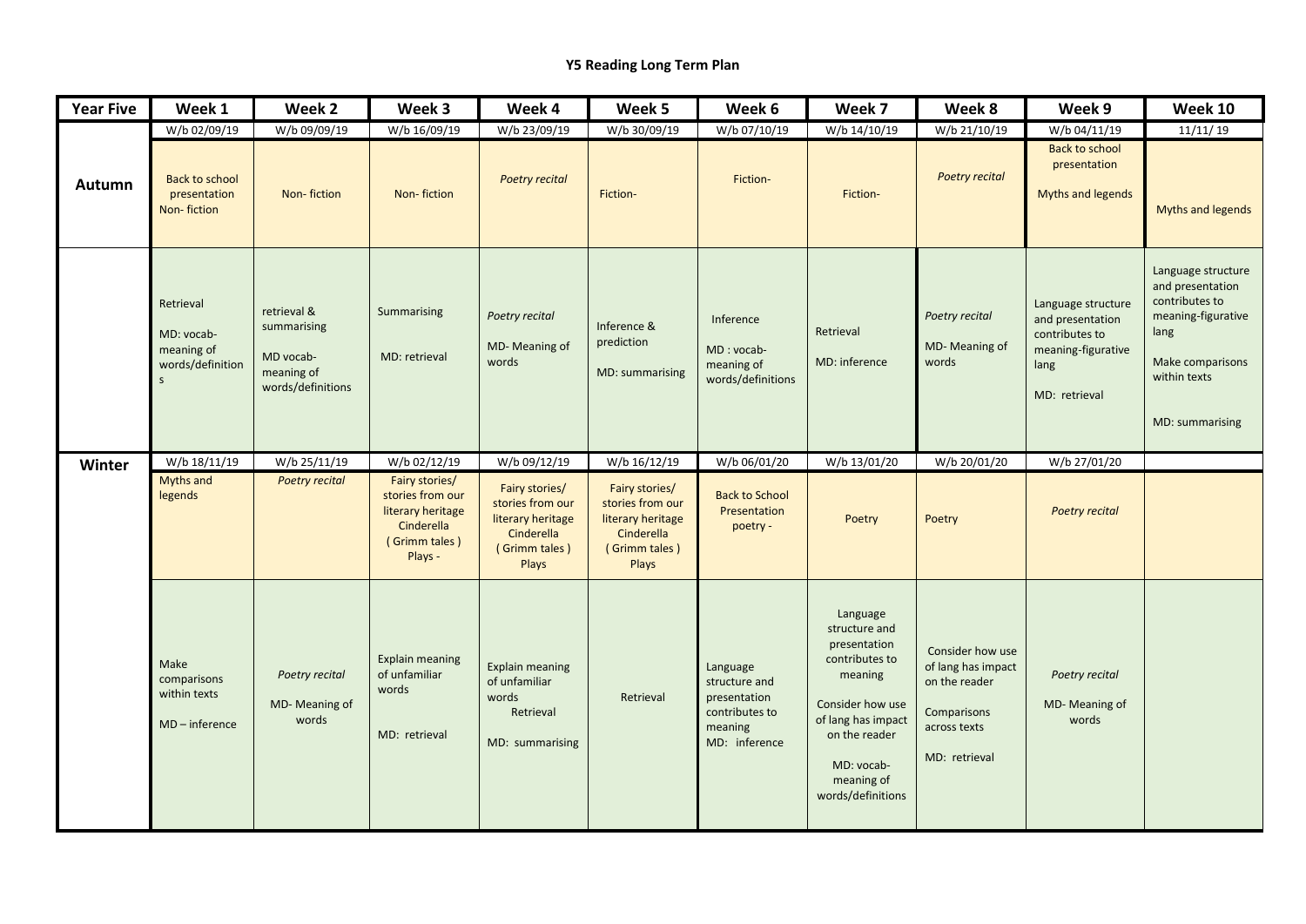# Y5 Reading Long Term Plan

| Year Five | Week 1 | Week 2 | Week 3 | Week 4 | Week 5 | Week 6 | Week 7 | Week 8 | Week 9 | Week 10 |
|---|---|---|---|---|---|---|---|---|---|---|
| | W/b 02/09/19 | W/b 09/09/19 | W/b 16/09/19 | W/b 23/09/19 | W/b 30/09/19 | W/b 07/10/19 | W/b 14/10/19 | W/b 21/10/19 | W/b 04/11/19 | 11/11/ 19 |
| **Autumn** | Back to school presentation Non- fiction | Non- fiction | Non- fiction | *Poetry recital* | Fiction- | Fiction- | Fiction- | *Poetry recital* | Back to school presentation Myths and legends | Myths and legends |
| | Retrieval MD: vocab- meaning of words/definitions | retrieval & summarising MD vocab- meaning of words/definitions | Summarising MD: retrieval | *Poetry recital* MD- Meaning of words | Inference & prediction MD: summarising | Inference MD : vocab- meaning of words/definitions | Retrieval MD: inference | *Poetry recital* MD- Meaning of words | Language structure and presentation contributes to meaning-figurative lang MD: retrieval | Language structure and presentation contributes to meaning-figurative lang Make comparisons within texts MD: summarising |
| **Winter** | W/b 18/11/19 | W/b 25/11/19 | W/b 02/12/19 | W/b 09/12/19 | W/b 16/12/19 | W/b 06/01/20 | W/b 13/01/20 | W/b 20/01/20 | W/b 27/01/20 | |
| | Myths and legends | *Poetry recital* | Fairy stories/ stories from our literary heritage Cinderella ( Grimm tales ) Plays - | Fairy stories/ stories from our literary heritage Cinderella ( Grimm tales ) Plays | Fairy stories/ stories from our literary heritage Cinderella ( Grimm tales ) Plays | Back to School Presentation poetry - | Poetry | Poetry | *Poetry recital* | |
| | Make comparisons within texts MD – inference | *Poetry recital* MD- Meaning of words | Explain meaning of unfamiliar words MD: retrieval | Explain meaning of unfamiliar words Retrieval MD: summarising | Retrieval | Language structure and presentation contributes to meaning MD: inference | Language structure and presentation contributes to meaning Consider how use of lang has impact on the reader MD: vocab- meaning of words/definitions | Consider how use of lang has impact on the reader Comparisons across texts MD: retrieval | *Poetry recital* MD- Meaning of words | |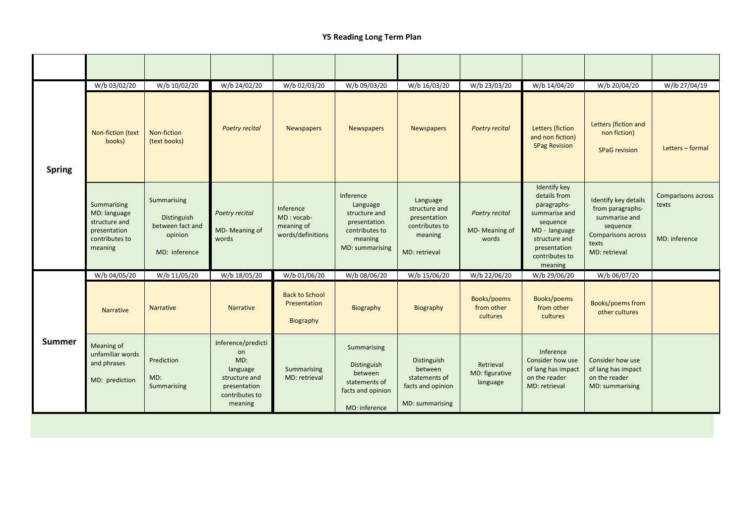# Y5 Reading Long Term Plan

| | | | | | | | | | | |
|---|---|---|---|---|---|---|---|---|---|---|
| | | | | | | | | | | |
| **Spring** | W/b 03/02/20 | W/b 10/02/20 | W/b 24/02/20 | W/b 02/03/20 | W/b 09/03/20 | W/b 16/03/20 | W/b 23/03/20 | W/b 14/04/20 | W/b 20/04/20 | W/lb 27/04/19 |
| | Non-fiction (text books) | Non-fiction (text books) | *Poetry recital* | Newspapers | Newspapers | Newspapers | *Poetry recital* | Letters (fiction and non fiction) SPag Revision | Letters (fiction and non fiction) SPaG revision | Letters – formal |
| | Summarising MD: language structure and presentation contributes to meaning | Summarising Distinguish between fact and opinion MD: inference | *Poetry recital* MD- Meaning of words | Inference MD : vocab- meaning of words/definitions | Inference Language structure and presentation contributes to meaning MD: summarising | Language structure and presentation contributes to meaning MD: retrieval | *Poetry recital* MD- Meaning of words | Identify key details from paragraphs- summarise and sequence MD - language structure and presentation contributes to meaning | Identify key details from paragraphs- summarise and sequence Comparisons across texts MD: retrieval | Comparisons across texts MD: inference |
| **Summer** | W/b 04/05/20 | W/b 11/05/20 | W/b 18/05/20 | W/b 01/06/20 | W/b 08/06/20 | W/b 15/06/20 | W/b 22/06/20 | W/b 29/06/20 | W/b 06/07/20 | |
| | Narrative | Narrative | Narrative | Back to School Presentation Biography | Biography | Biography | Books/poems from other cultures | Books/poems from other cultures | Books/poems from other cultures | |
| | Meaning of unfamiliar words and phrases MD: prediction | Prediction MD: Summarising | Inference/prediction MD: language structure and presentation contributes to meaning | Summarising MD: retrieval | Summarising Distinguish between statements of facts and opinion MD: inference | Distinguish between statements of facts and opinion MD: summarising | Retrieval MD: figurative language | Inference Consider how use of lang has impact on the reader MD: retrieval | Consider how use of lang has impact on the reader MD: summarising | |